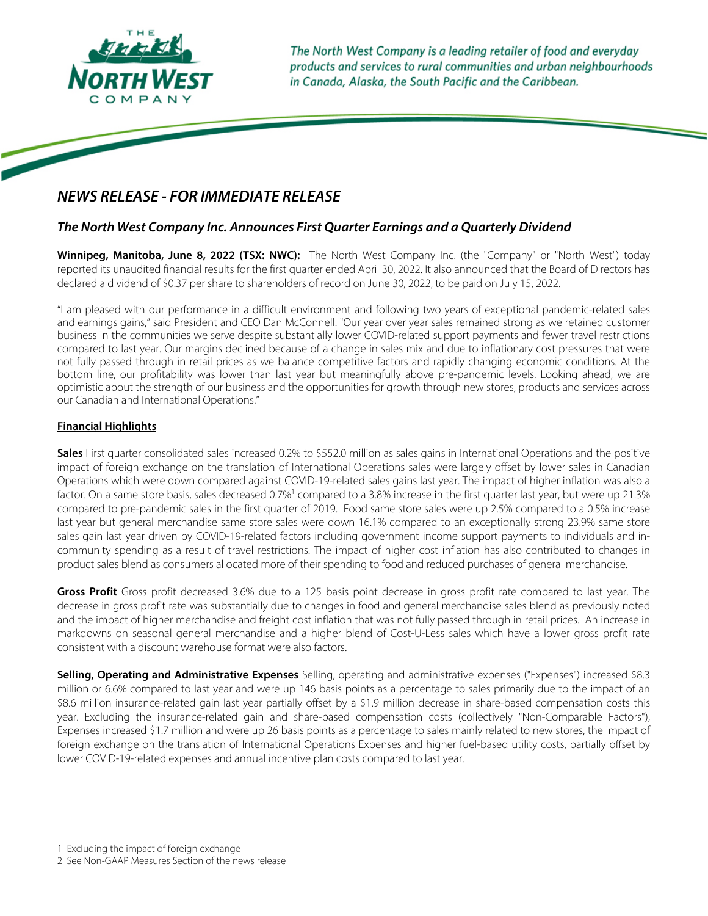The North West Company is a leading retailer of food and everyday products and services to rural communities and urban neighbourhoods in Canada, Alaska, the South Pacific and the Caribbean.

# NEWS RELEASE - FOR IMMEDIATE RELEASE

## The North West Company Inc. Announces First Quarter Earnings and a Quarterly Dividend

**Winnipeg, Manitoba, June 8, 2022 (TSX: NWC):** The North West Company Inc. (the "Company" or "North West") today reported its unaudited financial results for the first quarter ended April 30, 2022. It also announced that the Board of Directors has declared a dividend of $0.37 per share to shareholders of record on June 30, 2022, to be paid on July 15, 2022.

"I am pleased with our performance in a difficult environment and following two years of exceptional pandemic-related sales and earnings gains," said President and CEO Dan McConnell. "Our year over year sales remained strong as we retained customer business in the communities we serve despite substantially lower COVID-related support payments and fewer travel restrictions compared to last year. Our margins declined because of a change in sales mix and due to inflationary cost pressures that were not fully passed through in retail prices as we balance competitive factors and rapidly changing economic conditions. At the bottom line, our profitability was lower than last year but meaningfully above pre-pandemic levels. Looking ahead, we are optimistic about the strength of our business and the opportunities for growth through new stores, products and services across our Canadian and International Operations."

### Financial Highlights

**Sales** First quarter consolidated sales increased 0.2% to $552.0 million as sales gains in International Operations and the positive impact of foreign exchange on the translation of International Operations sales were largely offset by lower sales in Canadian Operations which were down compared against COVID-19-related sales gains last year. The impact of higher inflation was also a factor. On a same store basis, sales decreased 0.7%[1] compared to a 3.8% increase in the first quarter last year, but were up 21.3% compared to pre-pandemic sales in the first quarter of 2019. Food same store sales were up 2.5% compared to a 0.5% increase last year but general merchandise same store sales were down 16.1% compared to an exceptionally strong 23.9% same store sales gain last year driven by COVID-19-related factors including government income support payments to individuals and in-community spending as a result of travel restrictions. The impact of higher cost inflation has also contributed to changes in product sales blend as consumers allocated more of their spending to food and reduced purchases of general merchandise.

**Gross Profit** Gross profit decreased 3.6% due to a 125 basis point decrease in gross profit rate compared to last year. The decrease in gross profit rate was substantially due to changes in food and general merchandise sales blend as previously noted and the impact of higher merchandise and freight cost inflation that was not fully passed through in retail prices. An increase in markdowns on seasonal general merchandise and a higher blend of Cost-U-Less sales which have a lower gross profit rate consistent with a discount warehouse format were also factors.

**Selling, Operating and Administrative Expenses** Selling, operating and administrative expenses ("Expenses") increased $8.3 million or 6.6% compared to last year and were up 146 basis points as a percentage to sales primarily due to the impact of an $8.6 million insurance-related gain last year partially offset by a $1.9 million decrease in share-based compensation costs this year. Excluding the insurance-related gain and share-based compensation costs (collectively "Non-Comparable Factors"), Expenses increased $1.7 million and were up 26 basis points as a percentage to sales mainly related to new stores, the impact of foreign exchange on the translation of International Operations Expenses and higher fuel-based utility costs, partially offset by lower COVID-19-related expenses and annual incentive plan costs compared to last year.

1 Excluding the impact of foreign exchange
2 See Non-GAAP Measures Section of the news release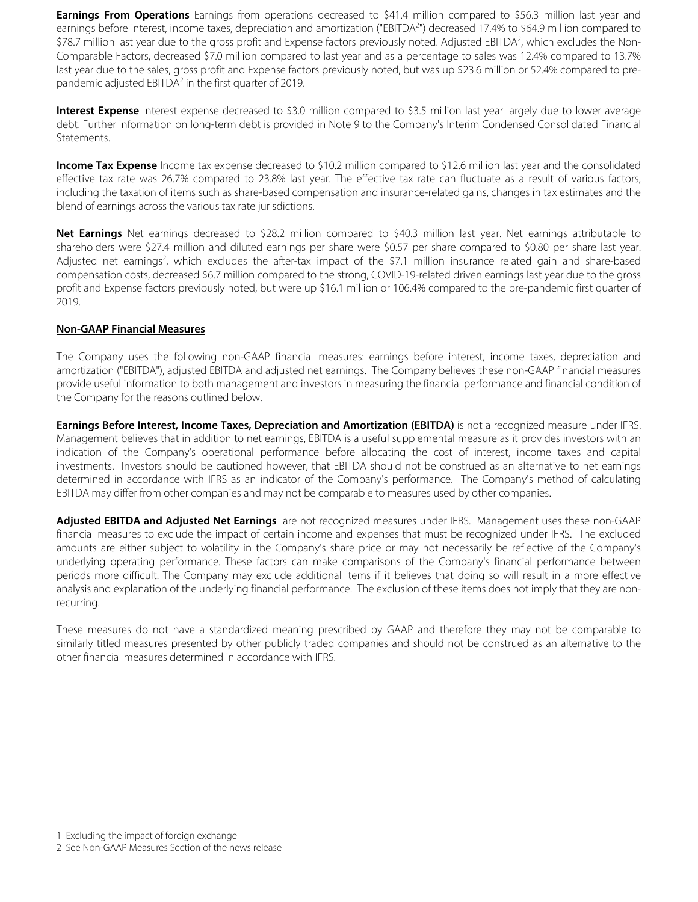**Earnings From Operations** Earnings from operations decreased to $41.4 million compared to $56.3 million last year and earnings before interest, income taxes, depreciation and amortization ("EBITDA[2]") decreased 17.4% to $64.9 million compared to $78.7 million last year due to the gross profit and Expense factors previously noted. Adjusted EBITDA[2], which excludes the Non-Comparable Factors, decreased $7.0 million compared to last year and as a percentage to sales was 12.4% compared to 13.7% last year due to the sales, gross profit and Expense factors previously noted, but was up $23.6 million or 52.4% compared to pre-pandemic adjusted EBITDA[2] in the first quarter of 2019.

**Interest Expense** Interest expense decreased to $3.0 million compared to $3.5 million last year largely due to lower average debt. Further information on long-term debt is provided in Note 9 to the Company's Interim Condensed Consolidated Financial Statements.

**Income Tax Expense** Income tax expense decreased to $10.2 million compared to $12.6 million last year and the consolidated effective tax rate was 26.7% compared to 23.8% last year. The effective tax rate can fluctuate as a result of various factors, including the taxation of items such as share-based compensation and insurance-related gains, changes in tax estimates and the blend of earnings across the various tax rate jurisdictions.

**Net Earnings** Net earnings decreased to $28.2 million compared to $40.3 million last year. Net earnings attributable to shareholders were $27.4 million and diluted earnings per share were $0.57 per share compared to $0.80 per share last year. Adjusted net earnings[2], which excludes the after-tax impact of the $7.1 million insurance related gain and share-based compensation costs, decreased $6.7 million compared to the strong, COVID-19-related driven earnings last year due to the gross profit and Expense factors previously noted, but were up $16.1 million or 106.4% compared to the pre-pandemic first quarter of 2019.

## Non-GAAP Financial Measures

The Company uses the following non-GAAP financial measures: earnings before interest, income taxes, depreciation and amortization ("EBITDA"), adjusted EBITDA and adjusted net earnings. The Company believes these non-GAAP financial measures provide useful information to both management and investors in measuring the financial performance and financial condition of the Company for the reasons outlined below.

**Earnings Before Interest, Income Taxes, Depreciation and Amortization (EBITDA)** is not a recognized measure under IFRS. Management believes that in addition to net earnings, EBITDA is a useful supplemental measure as it provides investors with an indication of the Company's operational performance before allocating the cost of interest, income taxes and capital investments. Investors should be cautioned however, that EBITDA should not be construed as an alternative to net earnings determined in accordance with IFRS as an indicator of the Company's performance. The Company's method of calculating EBITDA may differ from other companies and may not be comparable to measures used by other companies.

**Adjusted EBITDA and Adjusted Net Earnings** are not recognized measures under IFRS. Management uses these non-GAAP financial measures to exclude the impact of certain income and expenses that must be recognized under IFRS. The excluded amounts are either subject to volatility in the Company's share price or may not necessarily be reflective of the Company's underlying operating performance. These factors can make comparisons of the Company's financial performance between periods more difficult. The Company may exclude additional items if it believes that doing so will result in a more effective analysis and explanation of the underlying financial performance. The exclusion of these items does not imply that they are non-recurring.

These measures do not have a standardized meaning prescribed by GAAP and therefore they may not be comparable to similarly titled measures presented by other publicly traded companies and should not be construed as an alternative to the other financial measures determined in accordance with IFRS.

1 Excluding the impact of foreign exchange

2 See Non-GAAP Measures Section of the news release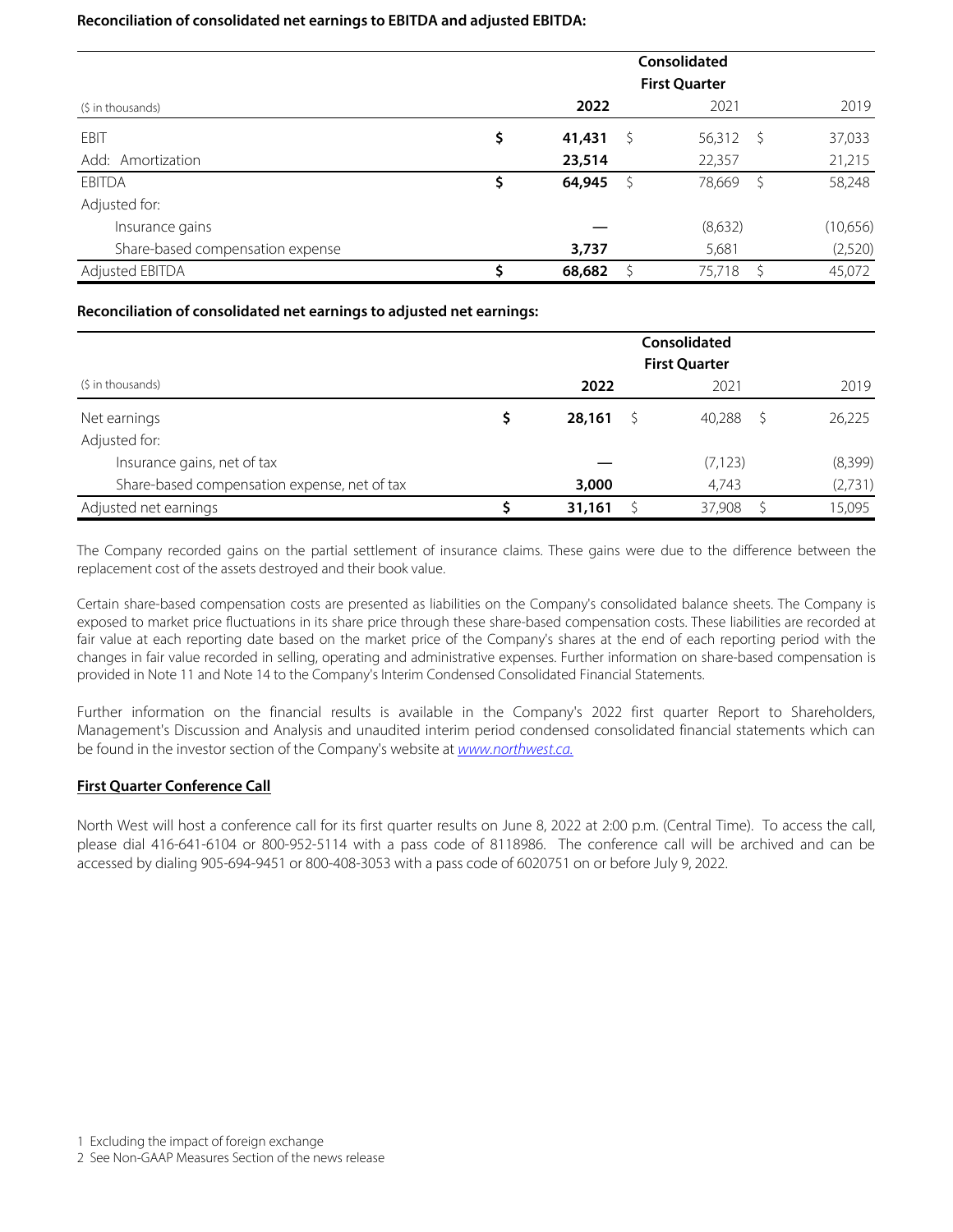**Reconciliation of consolidated net earnings to EBITDA and adjusted EBITDA:**

| ($ in thousands) | Consolidated First Quarter 2022 | 2021 | 2019 |
|---|---|---|---|
| EBIT | $ 41,431 | $ 56,312 | $ 37,033 |
| Add: Amortization | 23,514 | 22,357 | 21,215 |
| EBITDA | $ 64,945 | $ 78,669 | $ 58,248 |
| Adjusted for: | | | |
| Insurance gains | — | (8,632) | (10,656) |
| Share-based compensation expense | 3,737 | 5,681 | (2,520) |
| Adjusted EBITDA | $ 68,682 | $ 75,718 | $ 45,072 |

**Reconciliation of consolidated net earnings to adjusted net earnings:**

| ($ in thousands) | Consolidated First Quarter 2022 | 2021 | 2019 |
|---|---|---|---|
| Net earnings | $ 28,161 | $ 40,288 | $ 26,225 |
| Adjusted for: | | | |
| Insurance gains, net of tax | — | (7,123) | (8,399) |
| Share-based compensation expense, net of tax | 3,000 | 4,743 | (2,731) |
| Adjusted net earnings | $ 31,161 | $ 37,908 | $ 15,095 |

The Company recorded gains on the partial settlement of insurance claims. These gains were due to the difference between the replacement cost of the assets destroyed and their book value.

Certain share-based compensation costs are presented as liabilities on the Company's consolidated balance sheets. The Company is exposed to market price fluctuations in its share price through these share-based compensation costs. These liabilities are recorded at fair value at each reporting date based on the market price of the Company's shares at the end of each reporting period with the changes in fair value recorded in selling, operating and administrative expenses. Further information on share-based compensation is provided in Note 11 and Note 14 to the Company's Interim Condensed Consolidated Financial Statements.

Further information on the financial results is available in the Company's 2022 first quarter Report to Shareholders, Management's Discussion and Analysis and unaudited interim period condensed consolidated financial statements which can be found in the investor section of the Company's website at *www.northwest.ca.*

**First Quarter Conference Call**

North West will host a conference call for its first quarter results on June 8, 2022 at 2:00 p.m. (Central Time). To access the call, please dial 416-641-6104 or 800-952-5114 with a pass code of 8118986. The conference call will be archived and can be accessed by dialing 905-694-9451 or 800-408-3053 with a pass code of 6020751 on or before July 9, 2022.

1 Excluding the impact of foreign exchange

2 See Non-GAAP Measures Section of the news release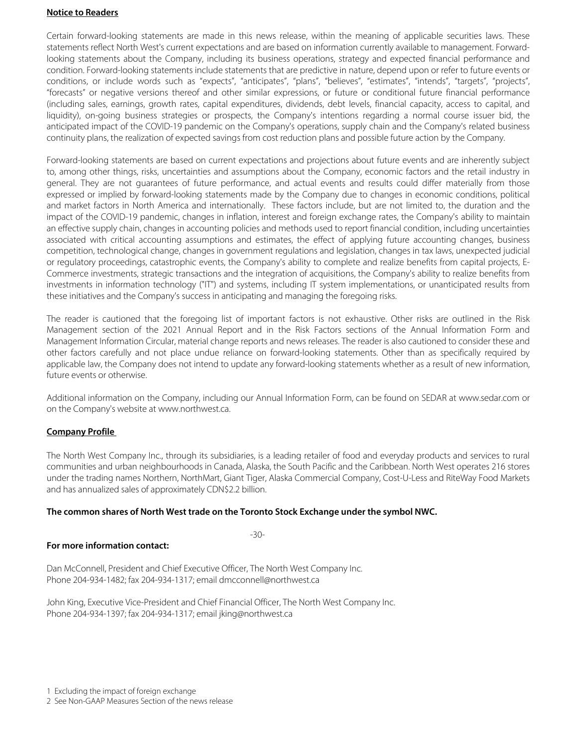**Notice to Readers**

Certain forward-looking statements are made in this news release, within the meaning of applicable securities laws. These statements reflect North West's current expectations and are based on information currently available to management. Forward-looking statements about the Company, including its business operations, strategy and expected financial performance and condition. Forward-looking statements include statements that are predictive in nature, depend upon or refer to future events or conditions, or include words such as "expects", "anticipates", "plans", "believes", "estimates", "intends", "targets", "projects", "forecasts" or negative versions thereof and other similar expressions, or future or conditional future financial performance (including sales, earnings, growth rates, capital expenditures, dividends, debt levels, financial capacity, access to capital, and liquidity), on-going business strategies or prospects, the Company's intentions regarding a normal course issuer bid, the anticipated impact of the COVID-19 pandemic on the Company's operations, supply chain and the Company's related business continuity plans, the realization of expected savings from cost reduction plans and possible future action by the Company.

Forward-looking statements are based on current expectations and projections about future events and are inherently subject to, among other things, risks, uncertainties and assumptions about the Company, economic factors and the retail industry in general. They are not guarantees of future performance, and actual events and results could differ materially from those expressed or implied by forward-looking statements made by the Company due to changes in economic conditions, political and market factors in North America and internationally. These factors include, but are not limited to, the duration and the impact of the COVID-19 pandemic, changes in inflation, interest and foreign exchange rates, the Company's ability to maintain an effective supply chain, changes in accounting policies and methods used to report financial condition, including uncertainties associated with critical accounting assumptions and estimates, the effect of applying future accounting changes, business competition, technological change, changes in government regulations and legislation, changes in tax laws, unexpected judicial or regulatory proceedings, catastrophic events, the Company's ability to complete and realize benefits from capital projects, E-Commerce investments, strategic transactions and the integration of acquisitions, the Company's ability to realize benefits from investments in information technology ("IT") and systems, including IT system implementations, or unanticipated results from these initiatives and the Company's success in anticipating and managing the foregoing risks.

The reader is cautioned that the foregoing list of important factors is not exhaustive. Other risks are outlined in the Risk Management section of the 2021 Annual Report and in the Risk Factors sections of the Annual Information Form and Management Information Circular, material change reports and news releases. The reader is also cautioned to consider these and other factors carefully and not place undue reliance on forward-looking statements. Other than as specifically required by applicable law, the Company does not intend to update any forward-looking statements whether as a result of new information, future events or otherwise.

Additional information on the Company, including our Annual Information Form, can be found on SEDAR at www.sedar.com or on the Company's website at www.northwest.ca.

**Company Profile**

The North West Company Inc., through its subsidiaries, is a leading retailer of food and everyday products and services to rural communities and urban neighbourhoods in Canada, Alaska, the South Pacific and the Caribbean. North West operates 216 stores under the trading names Northern, NorthMart, Giant Tiger, Alaska Commercial Company, Cost-U-Less and RiteWay Food Markets and has annualized sales of approximately CDN$2.2 billion.

**The common shares of North West trade on the Toronto Stock Exchange under the symbol NWC.**

-30-

**For more information contact:**

Dan McConnell, President and Chief Executive Officer, The North West Company Inc.
Phone 204-934-1482; fax 204-934-1317; email dmcconnell@northwest.ca

John King, Executive Vice-President and Chief Financial Officer, The North West Company Inc.
Phone 204-934-1397; fax 204-934-1317; email jking@northwest.ca

1 Excluding the impact of foreign exchange
2 See Non-GAAP Measures Section of the news release